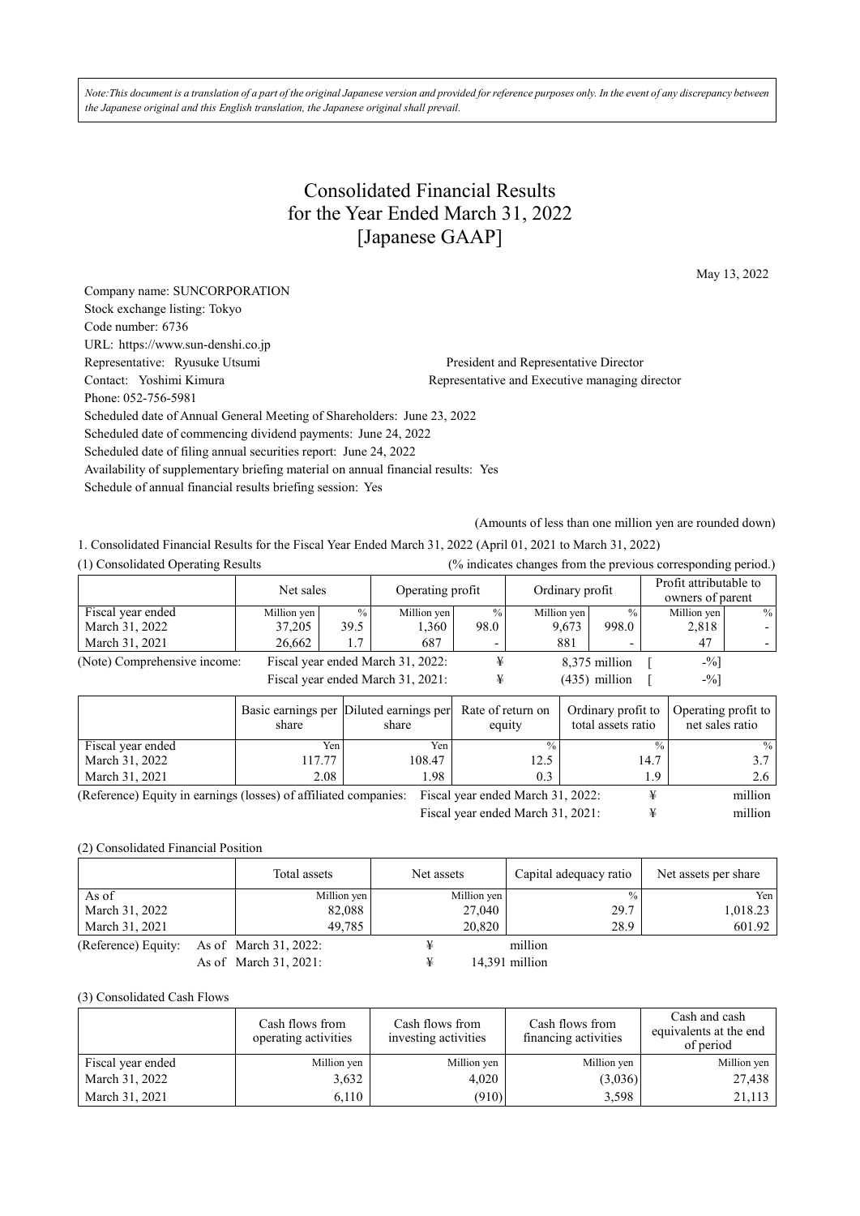*Note:This document is a translation of a part of the original Japanese version and provided for reference purposes only. In the event of any discrepancy between the Japanese original and this English translation, the Japanese original shall prevail.*

# Consolidated Financial Results for the Year Ended March 31, 2022 [Japanese GAAP]

May 13, 2022

Company name: SUNCORPORATION
Stock exchange listing: Tokyo
Code number: 6736
URL: https://www.sun-denshi.co.jp
Representative: Ryusuke Utsumi President and Representative Director
Contact: Yoshimi Kimura Representative and Executive managing director
Phone: 052-756-5981
Scheduled date of Annual General Meeting of Shareholders: June 23, 2022
Scheduled date of commencing dividend payments: June 24, 2022
Scheduled date of filing annual securities report: June 24, 2022
Availability of supplementary briefing material on annual financial results: Yes
Schedule of annual financial results briefing session: Yes

(Amounts of less than one million yen are rounded down)

1. Consolidated Financial Results for the Fiscal Year Ended March 31, 2022 (April 01, 2021 to March 31, 2022)

(1) Consolidated Operating Results (% indicates changes from the previous corresponding period.)

| | Net sales | | Operating profit | | Ordinary profit | | Profit attributable to owners of parent | |
|---|---|---|---|---|---|---|---|---|
| Fiscal year ended | Million yen | % | Million yen | % | Million yen | % | Million yen | % |
| March 31, 2022 | 37,205 | 39.5 | 1,360 | 98.0 | 9,673 | 998.0 | 2,818 | - |
| March 31, 2021 | 26,662 | 1.7 | 687 | - | 881 | - | 47 | - |

(Note) Comprehensive income: Fiscal year ended March 31, 2022: ¥ 8,375 million [ -%]
Fiscal year ended March 31, 2021: ¥ (435) million [ -%]

| | Basic earnings per share | Diluted earnings per share | Rate of return on equity | Ordinary profit to total assets ratio | Operating profit to net sales ratio |
|---|---|---|---|---|---|
| Fiscal year ended | Yen | Yen | % | % | % |
| March 31, 2022 | 117.77 | 108.47 | 12.5 | 14.7 | 3.7 |
| March 31, 2021 | 2.08 | 1.98 | 0.3 | 1.9 | 2.6 |

(Reference) Equity in earnings (losses) of affiliated companies: Fiscal year ended March 31, 2022: ¥ million
Fiscal year ended March 31, 2021: ¥ million

(2) Consolidated Financial Position

| | Total assets | Net assets | Capital adequacy ratio | Net assets per share |
|---|---|---|---|---|
| As of | Million yen | Million yen | % | Yen |
| March 31, 2022 | 82,088 | 27,040 | 29.7 | 1,018.23 |
| March 31, 2021 | 49,785 | 20,820 | 28.9 | 601.92 |

(Reference) Equity: As of March 31, 2022: ¥ million
As of March 31, 2021: ¥ 14,391 million

(3) Consolidated Cash Flows

| | Cash flows from operating activities | Cash flows from investing activities | Cash flows from financing activities | Cash and cash equivalents at the end of period |
|---|---|---|---|---|
| Fiscal year ended | Million yen | Million yen | Million yen | Million yen |
| March 31, 2022 | 3,632 | 4,020 | (3,036) | 27,438 |
| March 31, 2021 | 6,110 | (910) | 3,598 | 21,113 |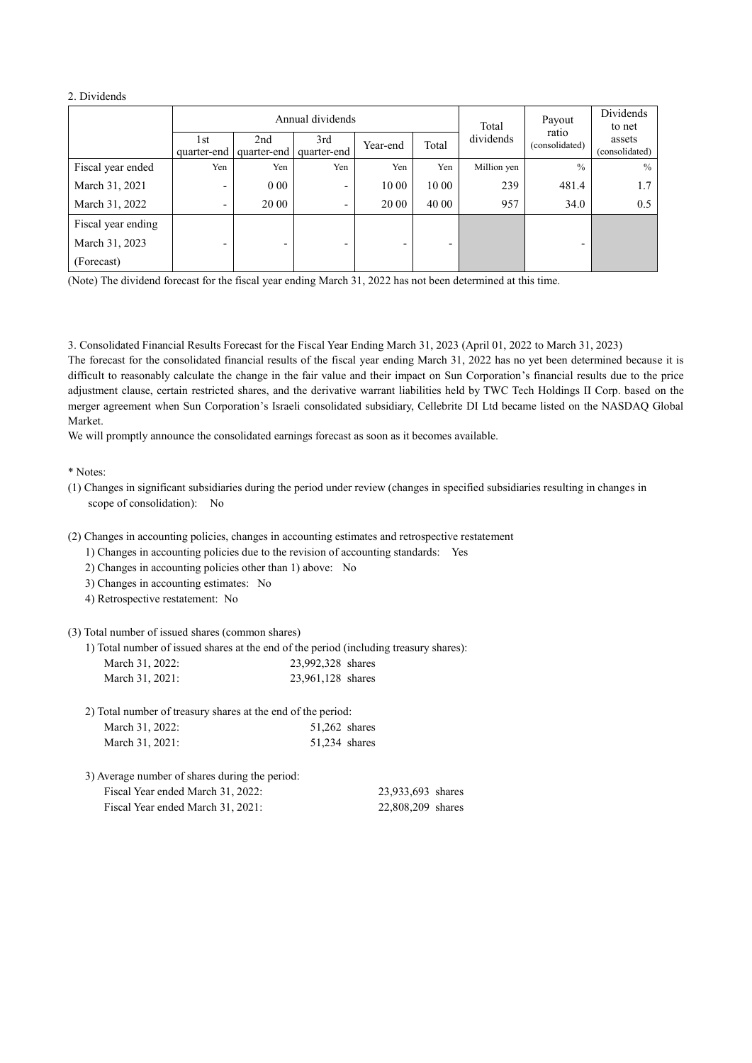2. Dividends

| | Annual dividends | | | | | Total dividends | Payout ratio (consolidated) | Dividends to net assets (consolidated) |
|---|---|---|---|---|---|---|---|---|
| | 1st quarter-end | 2nd quarter-end | 3rd quarter-end | Year-end | Total | | | |
| Fiscal year ended | Yen | Yen | Yen | Yen | Yen | Million yen | % | % |
| March 31, 2021 | - | 0 00 | - | 10 00 | 10 00 | 239 | 481.4 | 1.7 |
| March 31, 2022 | - | 20 00 | - | 20 00 | 40 00 | 957 | 34.0 | 0.5 |
| Fiscal year ending March 31, 2023 (Forecast) | - | - | - | - | - | | - | |

(Note) The dividend forecast for the fiscal year ending March 31, 2022 has not been determined at this time.

3. Consolidated Financial Results Forecast for the Fiscal Year Ending March 31, 2023 (April 01, 2022 to March 31, 2023)

The forecast for the consolidated financial results of the fiscal year ending March 31, 2022 has no yet been determined because it is difficult to reasonably calculate the change in the fair value and their impact on Sun Corporation's financial results due to the price adjustment clause, certain restricted shares, and the derivative warrant liabilities held by TWC Tech Holdings II Corp. based on the merger agreement when Sun Corporation's Israeli consolidated subsidiary, Cellebrite DI Ltd became listed on the NASDAQ Global Market.

We will promptly announce the consolidated earnings forecast as soon as it becomes available.

* Notes:

(1) Changes in significant subsidiaries during the period under review (changes in specified subsidiaries resulting in changes in scope of consolidation): No

(2) Changes in accounting policies, changes in accounting estimates and retrospective restatement

1) Changes in accounting policies due to the revision of accounting standards: Yes

2) Changes in accounting policies other than 1) above: No

3) Changes in accounting estimates: No

4) Retrospective restatement: No

(3) Total number of issued shares (common shares)

1) Total number of issued shares at the end of the period (including treasury shares):

March 31, 2022: 23,992,328 shares

March 31, 2021: 23,961,128 shares

2) Total number of treasury shares at the end of the period:

March 31, 2022: 51,262 shares

March 31, 2021: 51,234 shares

3) Average number of shares during the period:

Fiscal Year ended March 31, 2022: 23,933,693 shares

Fiscal Year ended March 31, 2021: 22,808,209 shares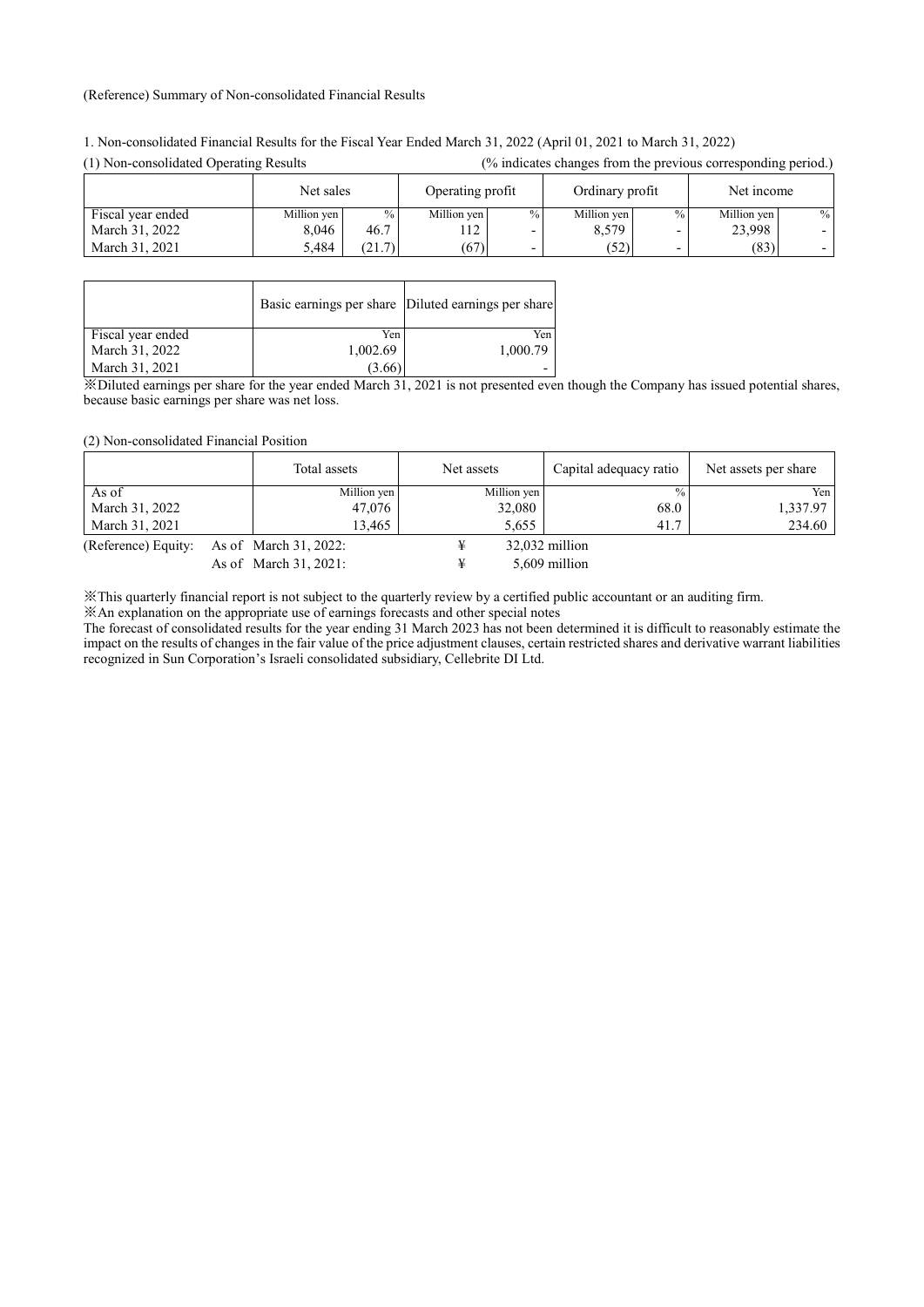(Reference) Summary of Non-consolidated Financial Results

1. Non-consolidated Financial Results for the Fiscal Year Ended March 31, 2022 (April 01, 2021 to March 31, 2022)

(1) Non-consolidated Operating Results (% indicates changes from the previous corresponding period.)

| | Net sales | | Operating profit | | Ordinary profit | | Net income | |
|---|---|---|---|---|---|---|---|---|
| Fiscal year ended | Million yen | % | Million yen | % | Million yen | % | Million yen | % |
| March 31, 2022 | 8,046 | 46.7 | 112 | - | 8,579 | - | 23,998 | - |
| March 31, 2021 | 5,484 | (21.7) | (67) | - | (52) | - | (83) | - |

| | Basic earnings per share | Diluted earnings per share |
|---|---|---|
| Fiscal year ended | Yen | Yen |
| March 31, 2022 | 1,002.69 | 1,000.79 |
| March 31, 2021 | (3.66) | - |

※Diluted earnings per share for the year ended March 31, 2021 is not presented even though the Company has issued potential shares, because basic earnings per share was net loss.

(2) Non-consolidated Financial Position

| | Total assets | Net assets | Capital adequacy ratio | Net assets per share |
|---|---|---|---|---|
| As of | Million yen | Million yen | % | Yen |
| March 31, 2022 | 47,076 | 32,080 | 68.0 | 1,337.97 |
| March 31, 2021 | 13,465 | 5,655 | 41.7 | 234.60 |

(Reference) Equity: As of March 31, 2022: ¥ 32,032 million
As of March 31, 2021: ¥ 5,609 million

※This quarterly financial report is not subject to the quarterly review by a certified public accountant or an auditing firm.

※An explanation on the appropriate use of earnings forecasts and other special notes

The forecast of consolidated results for the year ending 31 March 2023 has not been determined it is difficult to reasonably estimate the impact on the results of changes in the fair value of the price adjustment clauses, certain restricted shares and derivative warrant liabilities recognized in Sun Corporation's Israeli consolidated subsidiary, Cellebrite DI Ltd.